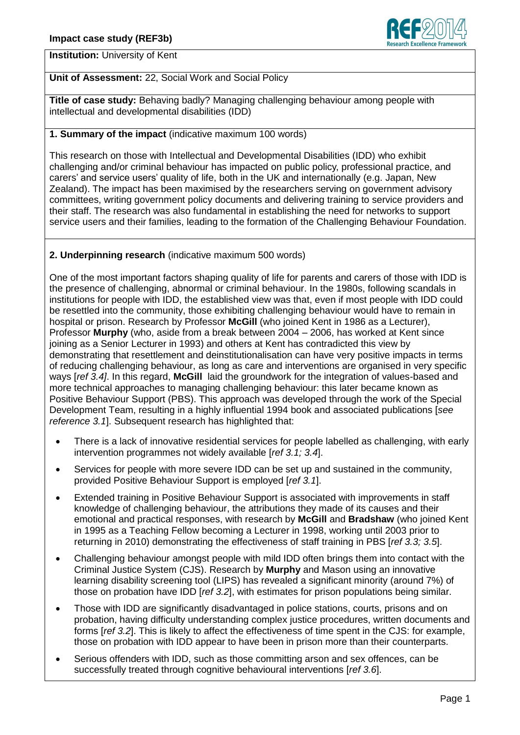**Institution:** University of Kent

**Unit of Assessment:** 22, Social Work and Social Policy

**Title of case study:** Behaving badly? Managing challenging behaviour among people with intellectual and developmental disabilities (IDD)

## 1. Summary of the impact (indicative maximum 100 words)

This research on those with Intellectual and Developmental Disabilities (IDD) who exhibit challenging and/or criminal behaviour has impacted on public policy, professional practice, and carers' and service users' quality of life, both in the UK and internationally (e.g. Japan, New Zealand). The impact has been maximised by the researchers serving on government advisory committees, writing government policy documents and delivering training to service providers and their staff. The research was also fundamental in establishing the need for networks to support service users and their families, leading to the formation of the Challenging Behaviour Foundation.

## 2. Underpinning research (indicative maximum 500 words)

One of the most important factors shaping quality of life for parents and carers of those with IDD is the presence of challenging, abnormal or criminal behaviour. In the 1980s, following scandals in institutions for people with IDD, the established view was that, even if most people with IDD could be resettled into the community, those exhibiting challenging behaviour would have to remain in hospital or prison. Research by Professor **McGill** (who joined Kent in 1986 as a Lecturer), Professor **Murphy** (who, aside from a break between 2004 – 2006, has worked at Kent since joining as a Senior Lecturer in 1993) and others at Kent has contradicted this view by demonstrating that resettlement and deinstitutionalisation can have very positive impacts in terms of reducing challenging behaviour, as long as care and interventions are organised in very specific ways [*ref 3.4]*. In this regard, **McGill** laid the groundwork for the integration of values-based and more technical approaches to managing challenging behaviour: this later became known as Positive Behaviour Support (PBS). This approach was developed through the work of the Special Development Team, resulting in a highly influential 1994 book and associated publications [*see reference 3.1*]. Subsequent research has highlighted that:

- There is a lack of innovative residential services for people labelled as challenging, with early intervention programmes not widely available [*ref 3.1; 3.4*].
- Services for people with more severe IDD can be set up and sustained in the community, provided Positive Behaviour Support is employed [*ref 3.1*].
- Extended training in Positive Behaviour Support is associated with improvements in staff knowledge of challenging behaviour, the attributions they made of its causes and their emotional and practical responses, with research by **McGill** and **Bradshaw** (who joined Kent in 1995 as a Teaching Fellow becoming a Lecturer in 1998, working until 2003 prior to returning in 2010) demonstrating the effectiveness of staff training in PBS [*ref 3.3; 3.5*].
- Challenging behaviour amongst people with mild IDD often brings them into contact with the Criminal Justice System (CJS). Research by **Murphy** and Mason using an innovative learning disability screening tool (LIPS) has revealed a significant minority (around 7%) of those on probation have IDD [*ref 3.2*], with estimates for prison populations being similar.
- Those with IDD are significantly disadvantaged in police stations, courts, prisons and on probation, having difficulty understanding complex justice procedures, written documents and forms [*ref 3.2*]. This is likely to affect the effectiveness of time spent in the CJS: for example, those on probation with IDD appear to have been in prison more than their counterparts.
- Serious offenders with IDD, such as those committing arson and sex offences, can be successfully treated through cognitive behavioural interventions [*ref 3.6*].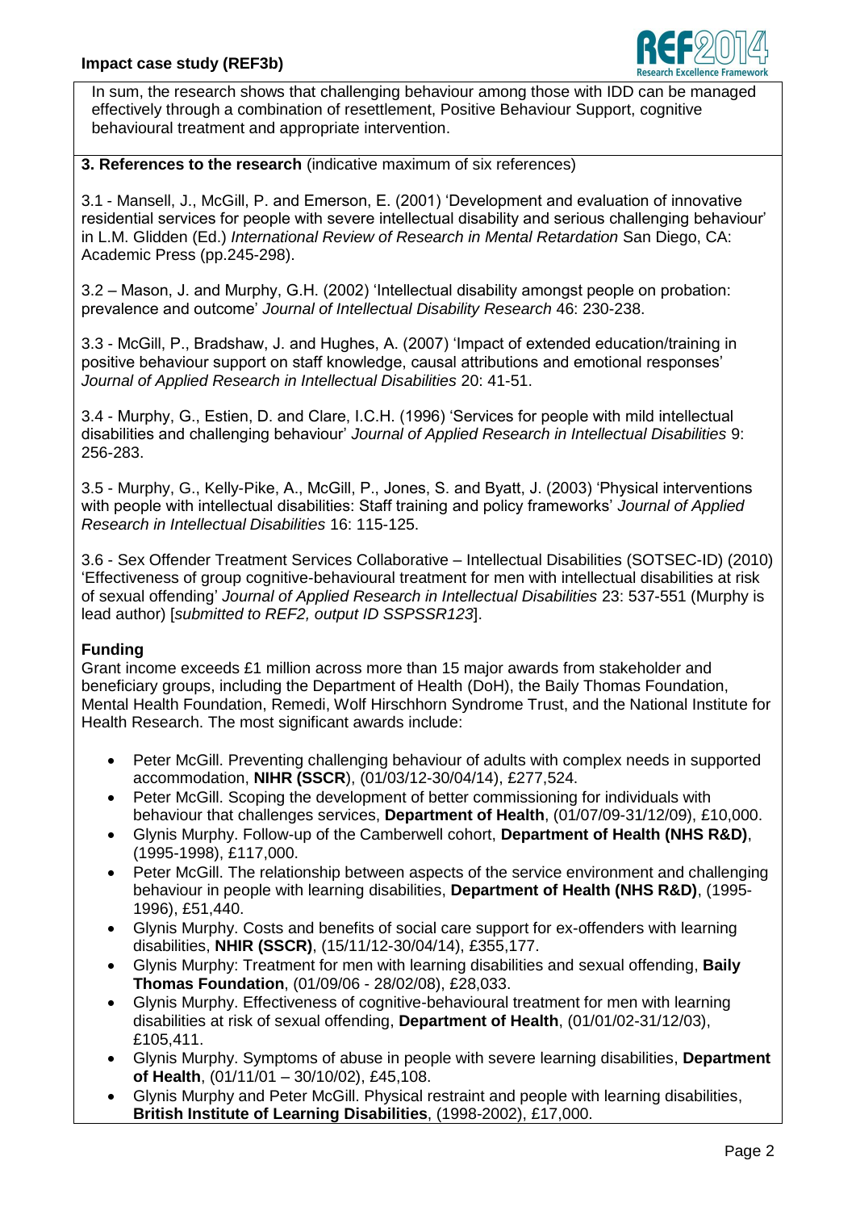In sum, the research shows that challenging behaviour among those with IDD can be managed effectively through a combination of resettlement, Positive Behaviour Support, cognitive behavioural treatment and appropriate intervention.

**3. References to the research** (indicative maximum of six references)

3.1 - Mansell, J., McGill, P. and Emerson, E. (2001) 'Development and evaluation of innovative residential services for people with severe intellectual disability and serious challenging behaviour' in L.M. Glidden (Ed.) *International Review of Research in Mental Retardation* San Diego, CA: Academic Press (pp.245-298).

3.2 – Mason, J. and Murphy, G.H. (2002) 'Intellectual disability amongst people on probation: prevalence and outcome' *Journal of Intellectual Disability Research* 46: 230-238.

3.3 - McGill, P., Bradshaw, J. and Hughes, A. (2007) 'Impact of extended education/training in positive behaviour support on staff knowledge, causal attributions and emotional responses' *Journal of Applied Research in Intellectual Disabilities* 20: 41-51.

3.4 - Murphy, G., Estien, D. and Clare, I.C.H. (1996) 'Services for people with mild intellectual disabilities and challenging behaviour' *Journal of Applied Research in Intellectual Disabilities* 9: 256-283.

3.5 - Murphy, G., Kelly-Pike, A., McGill, P., Jones, S. and Byatt, J. (2003) 'Physical interventions with people with intellectual disabilities: Staff training and policy frameworks' *Journal of Applied Research in Intellectual Disabilities* 16: 115-125.

3.6 - Sex Offender Treatment Services Collaborative – Intellectual Disabilities (SOTSEC-ID) (2010) 'Effectiveness of group cognitive-behavioural treatment for men with intellectual disabilities at risk of sexual offending' *Journal of Applied Research in Intellectual Disabilities* 23: 537-551 (Murphy is lead author) [*submitted to REF2, output ID SSPSSR123*].

**Funding**

Grant income exceeds £1 million across more than 15 major awards from stakeholder and beneficiary groups, including the Department of Health (DoH), the Baily Thomas Foundation, Mental Health Foundation, Remedi, Wolf Hirschhorn Syndrome Trust, and the National Institute for Health Research. The most significant awards include:

- Peter McGill. Preventing challenging behaviour of adults with complex needs in supported accommodation, **NIHR (SSCR**), (01/03/12-30/04/14), £277,524.
- Peter McGill. Scoping the development of better commissioning for individuals with behaviour that challenges services, **Department of Health**, (01/07/09-31/12/09), £10,000.
- Glynis Murphy. Follow-up of the Camberwell cohort, **Department of Health (NHS R&D)**, (1995-1998), £117,000.
- Peter McGill. The relationship between aspects of the service environment and challenging behaviour in people with learning disabilities, **Department of Health (NHS R&D)**, (1995-1996), £51,440.
- Glynis Murphy. Costs and benefits of social care support for ex-offenders with learning disabilities, **NHIR (SSCR)**, (15/11/12-30/04/14), £355,177.
- Glynis Murphy: Treatment for men with learning disabilities and sexual offending, **Baily Thomas Foundation**, (01/09/06 - 28/02/08), £28,033.
- Glynis Murphy. Effectiveness of cognitive-behavioural treatment for men with learning disabilities at risk of sexual offending, **Department of Health**, (01/01/02-31/12/03), £105,411.
- Glynis Murphy. Symptoms of abuse in people with severe learning disabilities, **Department of Health**, (01/11/01 – 30/10/02), £45,108.
- Glynis Murphy and Peter McGill. Physical restraint and people with learning disabilities, **British Institute of Learning Disabilities**, (1998-2002), £17,000.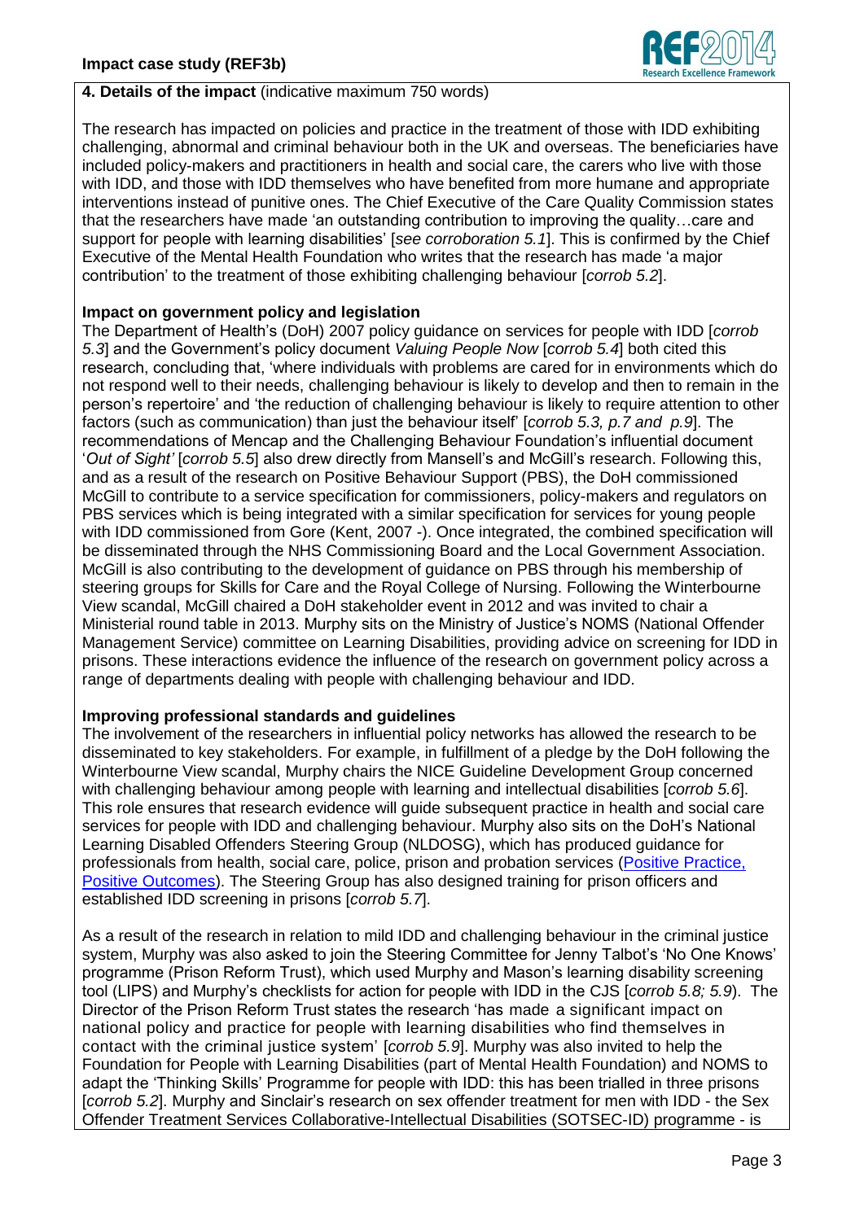**4. Details of the impact** (indicative maximum 750 words)

The research has impacted on policies and practice in the treatment of those with IDD exhibiting challenging, abnormal and criminal behaviour both in the UK and overseas. The beneficiaries have included policy-makers and practitioners in health and social care, the carers who live with those with IDD, and those with IDD themselves who have benefited from more humane and appropriate interventions instead of punitive ones. The Chief Executive of the Care Quality Commission states that the researchers have made 'an outstanding contribution to improving the quality…care and support for people with learning disabilities' [*see corroboration 5.1*]. This is confirmed by the Chief Executive of the Mental Health Foundation who writes that the research has made 'a major contribution' to the treatment of those exhibiting challenging behaviour [*corrob 5.2*].

**Impact on government policy and legislation**

The Department of Health's (DoH) 2007 policy guidance on services for people with IDD [*corrob 5.3*] and the Government's policy document *Valuing People Now* [*corrob 5.4*] both cited this research, concluding that, 'where individuals with problems are cared for in environments which do not respond well to their needs, challenging behaviour is likely to develop and then to remain in the person's repertoire' and 'the reduction of challenging behaviour is likely to require attention to other factors (such as communication) than just the behaviour itself' [*corrob 5.3, p.7 and p.9*]. The recommendations of Mencap and the Challenging Behaviour Foundation's influential document '*Out of Sight'* [*corrob 5.5*] also drew directly from Mansell's and McGill's research. Following this, and as a result of the research on Positive Behaviour Support (PBS), the DoH commissioned McGill to contribute to a service specification for commissioners, policy-makers and regulators on PBS services which is being integrated with a similar specification for services for young people with IDD commissioned from Gore (Kent, 2007 -). Once integrated, the combined specification will be disseminated through the NHS Commissioning Board and the Local Government Association. McGill is also contributing to the development of guidance on PBS through his membership of steering groups for Skills for Care and the Royal College of Nursing. Following the Winterbourne View scandal, McGill chaired a DoH stakeholder event in 2012 and was invited to chair a Ministerial round table in 2013. Murphy sits on the Ministry of Justice's NOMS (National Offender Management Service) committee on Learning Disabilities, providing advice on screening for IDD in prisons. These interactions evidence the influence of the research on government policy across a range of departments dealing with people with challenging behaviour and IDD.

**Improving professional standards and guidelines**

The involvement of the researchers in influential policy networks has allowed the research to be disseminated to key stakeholders. For example, in fulfillment of a pledge by the DoH following the Winterbourne View scandal, Murphy chairs the NICE Guideline Development Group concerned with challenging behaviour among people with learning and intellectual disabilities [*corrob 5.6*]. This role ensures that research evidence will guide subsequent practice in health and social care services for people with IDD and challenging behaviour. Murphy also sits on the DoH's National Learning Disabled Offenders Steering Group (NLDOSG), which has produced guidance for professionals from health, social care, police, prison and probation services (Positive Practice, Positive Outcomes). The Steering Group has also designed training for prison officers and established IDD screening in prisons [*corrob 5.7*].

As a result of the research in relation to mild IDD and challenging behaviour in the criminal justice system, Murphy was also asked to join the Steering Committee for Jenny Talbot's 'No One Knows' programme (Prison Reform Trust), which used Murphy and Mason's learning disability screening tool (LIPS) and Murphy's checklists for action for people with IDD in the CJS [*corrob 5.8; 5.9*]. The Director of the Prison Reform Trust states the research 'has made a significant impact on national policy and practice for people with learning disabilities who find themselves in contact with the criminal justice system' [*corrob 5.9*]. Murphy was also invited to help the Foundation for People with Learning Disabilities (part of Mental Health Foundation) and NOMS to adapt the 'Thinking Skills' Programme for people with IDD: this has been trialled in three prisons [*corrob 5.2*]. Murphy and Sinclair's research on sex offender treatment for men with IDD - the Sex Offender Treatment Services Collaborative-Intellectual Disabilities (SOTSEC-ID) programme - is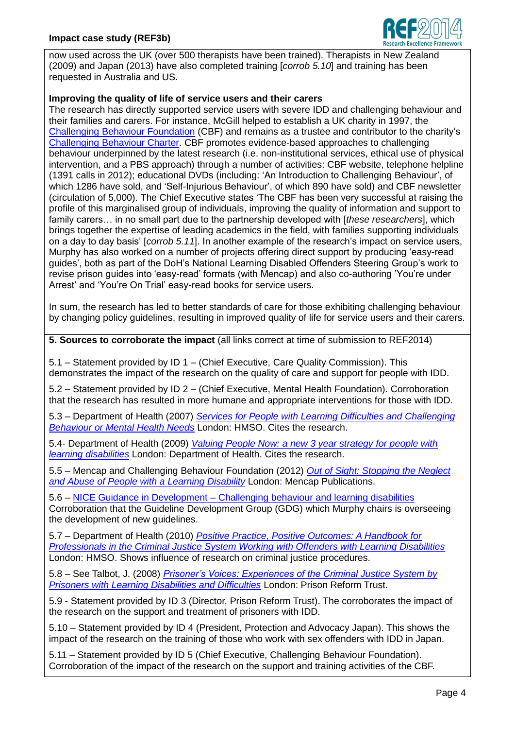now used across the UK (over 500 therapists have been trained). Therapists in New Zealand (2009) and Japan (2013) have also completed training [*corrob 5.10*] and training has been requested in Australia and US.

**Improving the quality of life of service users and their carers**

The research has directly supported service users with severe IDD and challenging behaviour and their families and carers. For instance, McGill helped to establish a UK charity in 1997, the Challenging Behaviour Foundation (CBF) and remains as a trustee and contributor to the charity's Challenging Behaviour Charter. CBF promotes evidence-based approaches to challenging behaviour underpinned by the latest research (i.e. non-institutional services, ethical use of physical intervention, and a PBS approach) through a number of activities: CBF website, telephone helpline (1391 calls in 2012); educational DVDs (including: 'An Introduction to Challenging Behaviour', of which 1286 have sold, and 'Self-Injurious Behaviour', of which 890 have sold) and CBF newsletter (circulation of 5,000). The Chief Executive states 'The CBF has been very successful at raising the profile of this marginalised group of individuals, improving the quality of information and support to family carers… in no small part due to the partnership developed with [*these researchers*], which brings together the expertise of leading academics in the field, with families supporting individuals on a day to day basis' [*corrob 5.11*]. In another example of the research's impact on service users, Murphy has also worked on a number of projects offering direct support by producing 'easy-read guides', both as part of the DoH's National Learning Disabled Offenders Steering Group's work to revise prison guides into 'easy-read' formats (with Mencap) and also co-authoring 'You're under Arrest' and 'You're On Trial' easy-read books for service users.

In sum, the research has led to better standards of care for those exhibiting challenging behaviour by changing policy guidelines, resulting in improved quality of life for service users and their carers.

**5. Sources to corroborate the impact** (all links correct at time of submission to REF2014)

5.1 – Statement provided by ID 1 – (Chief Executive, Care Quality Commission). This demonstrates the impact of the research on the quality of care and support for people with IDD.

5.2 – Statement provided by ID 2 – (Chief Executive, Mental Health Foundation). Corroboration that the research has resulted in more humane and appropriate interventions for those with IDD.

5.3 – Department of Health (2007) *Services for People with Learning Difficulties and Challenging Behaviour or Mental Health Needs* London: HMSO. Cites the research.

5.4- Department of Health (2009) *Valuing People Now: a new 3 year strategy for people with learning disabilities* London: Department of Health. Cites the research.

5.5 – Mencap and Challenging Behaviour Foundation (2012) *Out of Sight: Stopping the Neglect and Abuse of People with a Learning Disability* London: Mencap Publications.

5.6 – NICE Guidance in Development – Challenging behaviour and learning disabilities Corroboration that the Guideline Development Group (GDG) which Murphy chairs is overseeing the development of new guidelines.

5.7 – Department of Health (2010) *Positive Practice, Positive Outcomes: A Handbook for Professionals in the Criminal Justice System Working with Offenders with Learning Disabilities* London: HMSO. Shows influence of research on criminal justice procedures.

5.8 – See Talbot, J. (2008) *Prisoner's Voices: Experiences of the Criminal Justice System by Prisoners with Learning Disabilities and Difficulties* London: Prison Reform Trust.

5.9 - Statement provided by ID 3 (Director, Prison Reform Trust). The corroborates the impact of the research on the support and treatment of prisoners with IDD.

5.10 – Statement provided by ID 4 (President, Protection and Advocacy Japan). This shows the impact of the research on the training of those who work with sex offenders with IDD in Japan.

5.11 – Statement provided by ID 5 (Chief Executive, Challenging Behaviour Foundation). Corroboration of the impact of the research on the support and training activities of the CBF.